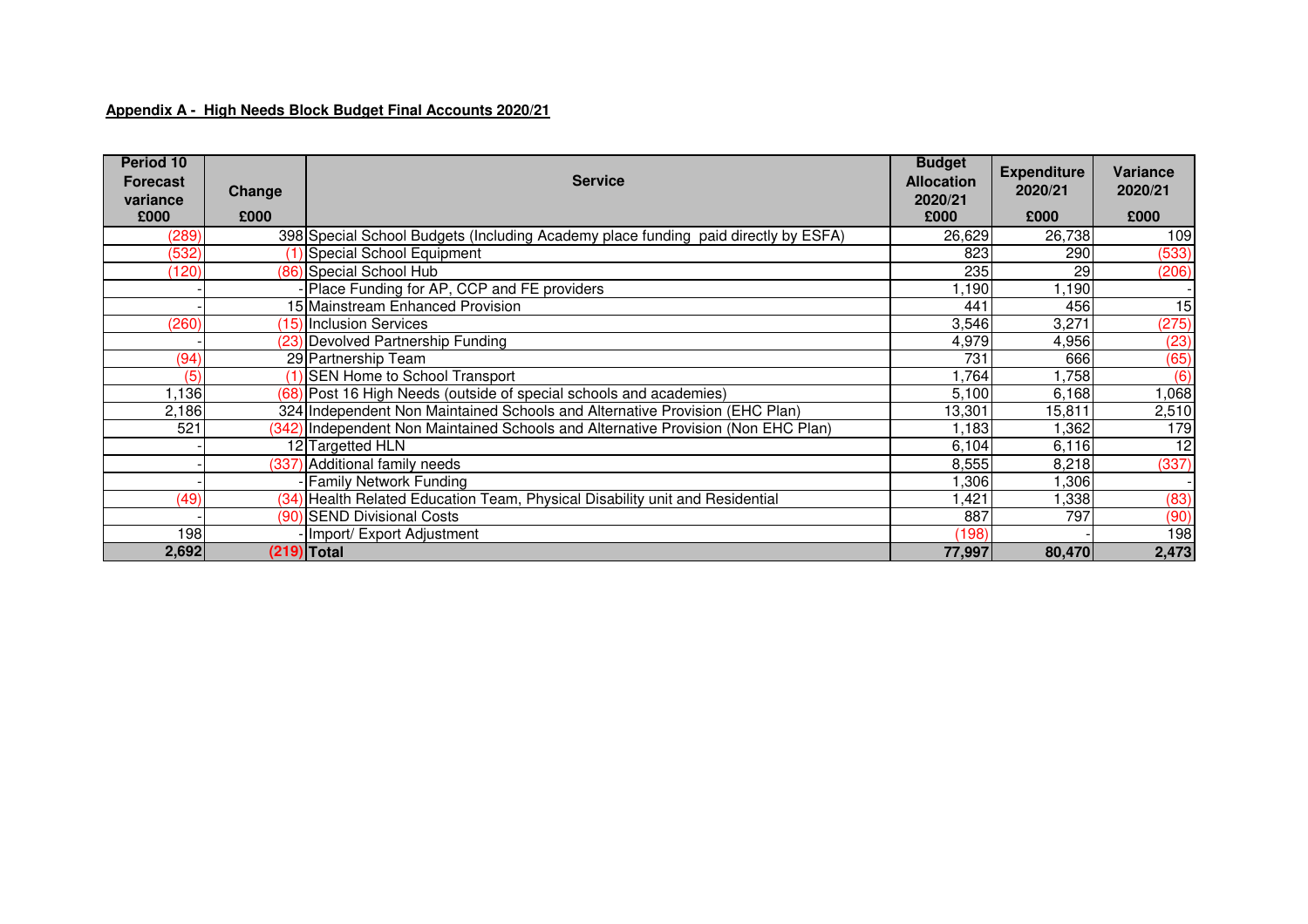**Appendix A - High Needs Block Budget Final Accounts 2020/21**

| Period 10 Forecast variance £000 | Change £000 | Service | Budget Allocation 2020/21 £000 | Expenditure 2020/21 £000 | Variance 2020/21 £000 |
|---|---|---|---|---|---|
| (289) | 398 | Special School Budgets (Including Academy place funding paid directly by ESFA) | 26,629 | 26,738 | 109 |
| (532) | (1) | Special School Equipment | 823 | 290 | (533) |
| (120) | (86) | Special School Hub | 235 | 29 | (206) |
| - | - | Place Funding for AP, CCP and FE providers | 1,190 | 1,190 | - |
| - | 15 | Mainstream Enhanced Provision | 441 | 456 | 15 |
| (260) | (15) | Inclusion Services | 3,546 | 3,271 | (275) |
| - | (23) | Devolved Partnership Funding | 4,979 | 4,956 | (23) |
| (94) | 29 | Partnership Team | 731 | 666 | (65) |
| (5) | (1) | SEN Home to School Transport | 1,764 | 1,758 | (6) |
| 1,136 | (68) | Post 16 High Needs (outside of special schools and academies) | 5,100 | 6,168 | 1,068 |
| 2,186 | 324 | Independent Non Maintained Schools and Alternative Provision (EHC Plan) | 13,301 | 15,811 | 2,510 |
| 521 | (342) | Independent Non Maintained Schools and Alternative Provision (Non EHC Plan) | 1,183 | 1,362 | 179 |
| - | 12 | Targetted HLN | 6,104 | 6,116 | 12 |
| - | (337) | Additional family needs | 8,555 | 8,218 | (337) |
| - | - | Family Network Funding | 1,306 | 1,306 | - |
| (49) | (34) | Health Related Education Team, Physical Disability unit and Residential | 1,421 | 1,338 | (83) |
| - | (90) | SEND Divisional Costs | 887 | 797 | (90) |
| 198 | - | Import/ Export Adjustment | (198) | - | 198 |
| **2,692** | **(219)** | **Total** | **77,997** | **80,470** | **2,473** |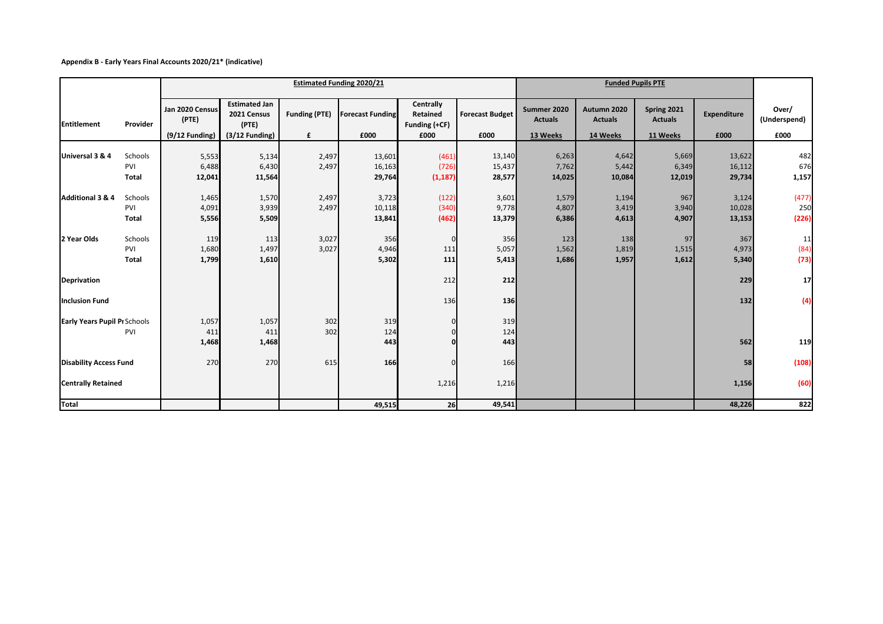**Appendix B - Early Years Final Accounts 2020/21* (indicative)**

| | | Estimated Funding 2020/21 | | | | | | Funded Pupils PTE | | | | |
|---|---|---|---|---|---|---|---|---|---|---|---|---|
| **Entitlement** | **Provider** | **Jan 2020 Census (PTE)** | **Estimated Jan 2021 Census (PTE)** | **Funding (PTE)** | **Forecast Funding** | **Centrally Retained Funding (+CF)** | **Forecast Budget** | **Summer 2020 Actuals** | **Autumn 2020 Actuals** | **Spring 2021 Actuals** | **Expenditure** | **Over/ (Underspend)** |
| | | **(9/12 Funding)** | **(3/12 Funding)** | **£** | **£000** | **£000** | **£000** | **13 Weeks** | **14 Weeks** | **11 Weeks** | **£000** | **£000** |
| **Universal 3 & 4** | Schools | 5,553 | 5,134 | 2,497 | 13,601 | (461) | 13,140 | 6,263 | 4,642 | 5,669 | 13,622 | 482 |
| | PVI | 6,488 | 6,430 | 2,497 | 16,163 | (726) | 15,437 | 7,762 | 5,442 | 6,349 | 16,112 | 676 |
| | **Total** | **12,041** | **11,564** | | **29,764** | **(1,187)** | **28,577** | **14,025** | **10,084** | **12,019** | **29,734** | **1,157** |
| **Additional 3 & 4** | Schools | 1,465 | 1,570 | 2,497 | 3,723 | (122) | 3,601 | 1,579 | 1,194 | 967 | 3,124 | (477) |
| | PVI | 4,091 | 3,939 | 2,497 | 10,118 | (340) | 9,778 | 4,807 | 3,419 | 3,940 | 10,028 | 250 |
| | **Total** | **5,556** | **5,509** | | **13,841** | **(462)** | **13,379** | **6,386** | **4,613** | **4,907** | **13,153** | **(226)** |
| **2 Year Olds** | Schools | 119 | 113 | 3,027 | 356 | 0 | 356 | 123 | 138 | 97 | 367 | 11 |
| | PVI | 1,680 | 1,497 | 3,027 | 4,946 | 111 | 5,057 | 1,562 | 1,819 | 1,515 | 4,973 | (84) |
| | **Total** | **1,799** | **1,610** | | **5,302** | **111** | **5,413** | **1,686** | **1,957** | **1,612** | **5,340** | **(73)** |
| **Deprivation** | | | | | | 212 | **212** | | | | **229** | **17** |
| **Inclusion Fund** | | | | | | 136 | **136** | | | | **132** | **(4)** |
| **Early Years Pupil Pr** | Schools | 1,057 | 1,057 | 302 | 319 | 0 | 319 | | | | | |
| | PVI | 411 | 411 | 302 | 124 | 0 | 124 | | | | | |
| | | **1,468** | **1,468** | | **443** | **0** | **443** | | | | **562** | **119** |
| **Disability Access Fund** | | 270 | 270 | 615 | **166** | 0 | 166 | | | | **58** | **(108)** |
| **Centrally Retained** | | | | | | 1,216 | 1,216 | | | | **1,156** | **(60)** |
| **Total** | | | | | **49,515** | **26** | **49,541** | | | | **48,226** | **822** |